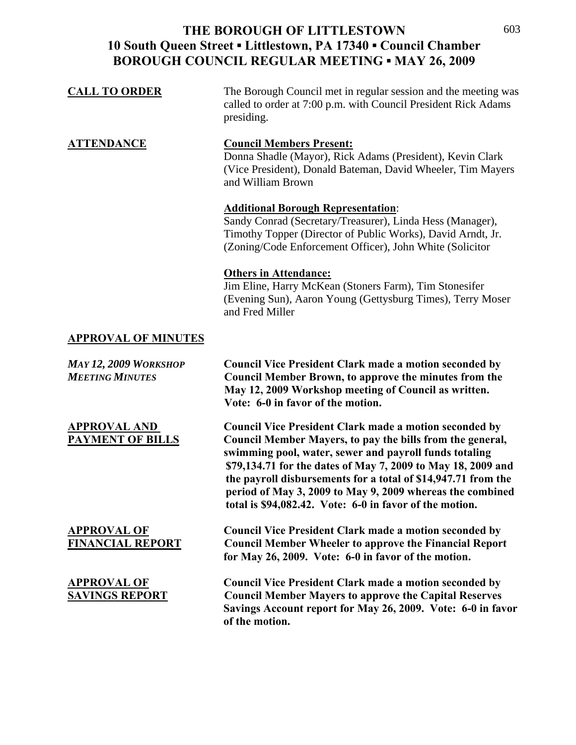# THE BOROUGH OF LITTLESTOWN
## 10 South Queen Street ▪ Littlestown, PA 17340 ▪ Council Chamber
## BOROUGH COUNCIL REGULAR MEETING ▪ MAY 26, 2009

**CALL TO ORDER**

The Borough Council met in regular session and the meeting was called to order at 7:00 p.m. with Council President Rick Adams presiding.

**ATTENDANCE**

**Council Members Present:**
Donna Shadle (Mayor), Rick Adams (President), Kevin Clark (Vice President), Donald Bateman, David Wheeler, Tim Mayers and William Brown

**Additional Borough Representation**:
Sandy Conrad (Secretary/Treasurer), Linda Hess (Manager), Timothy Topper (Director of Public Works), David Arndt, Jr. (Zoning/Code Enforcement Officer), John White (Solicitor

**Others in Attendance:**
Jim Eline, Harry McKean (Stoners Farm), Tim Stonesifer (Evening Sun), Aaron Young (Gettysburg Times), Terry Moser and Fred Miller

**APPROVAL OF MINUTES**

*MAY 12, 2009 WORKSHOP MEETING MINUTES*

**Council Vice President Clark made a motion seconded by Council Member Brown, to approve the minutes from the May 12, 2009 Workshop meeting of Council as written. Vote: 6-0 in favor of the motion.**

**APPROVAL AND PAYMENT OF BILLS**

**Council Vice President Clark made a motion seconded by Council Member Mayers, to pay the bills from the general, swimming pool, water, sewer and payroll funds totaling $79,134.71 for the dates of May 7, 2009 to May 18, 2009 and the payroll disbursements for a total of $14,947.71 from the period of May 3, 2009 to May 9, 2009 whereas the combined total is $94,082.42. Vote: 6-0 in favor of the motion.**

**APPROVAL OF FINANCIAL REPORT**

**Council Vice President Clark made a motion seconded by Council Member Wheeler to approve the Financial Report for May 26, 2009. Vote: 6-0 in favor of the motion.**

**APPROVAL OF SAVINGS REPORT**

**Council Vice President Clark made a motion seconded by Council Member Mayers to approve the Capital Reserves Savings Account report for May 26, 2009. Vote: 6-0 in favor of the motion.**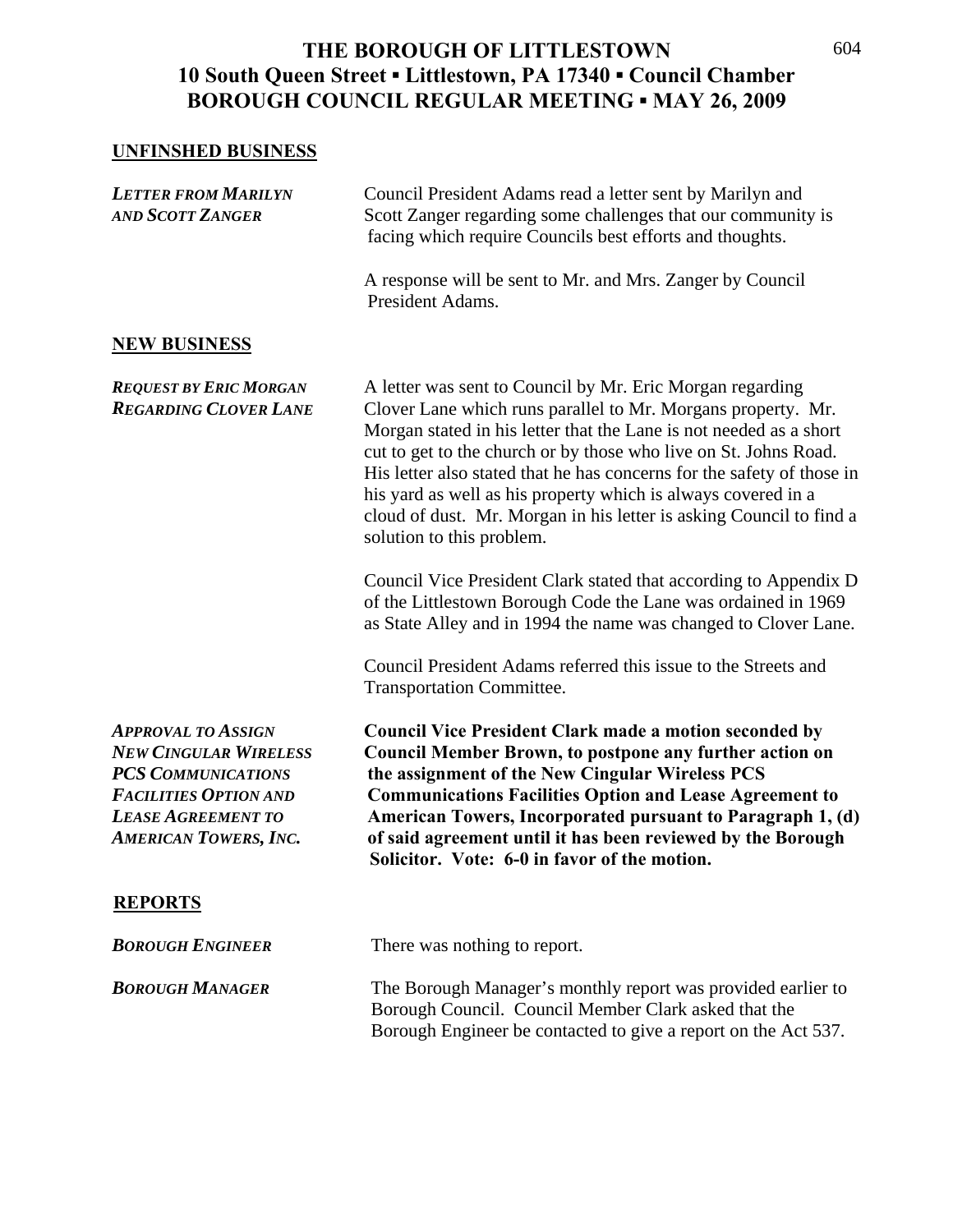# THE BOROUGH OF LITTLESTOWN
## 10 South Queen Street ▪ Littlestown, PA 17340 ▪ Council Chamber
## BOROUGH COUNCIL REGULAR MEETING ▪ MAY 26, 2009

### UNFINSHED BUSINESS

***LETTER FROM MARILYN AND SCOTT ZANGER***

Council President Adams read a letter sent by Marilyn and Scott Zanger regarding some challenges that our community is facing which require Councils best efforts and thoughts.

A response will be sent to Mr. and Mrs. Zanger by Council President Adams.

### NEW BUSINESS

***REQUEST BY ERIC MORGAN REGARDING CLOVER LANE***

A letter was sent to Council by Mr. Eric Morgan regarding Clover Lane which runs parallel to Mr. Morgans property. Mr. Morgan stated in his letter that the Lane is not needed as a short cut to get to the church or by those who live on St. Johns Road. His letter also stated that he has concerns for the safety of those in his yard as well as his property which is always covered in a cloud of dust. Mr. Morgan in his letter is asking Council to find a solution to this problem.

Council Vice President Clark stated that according to Appendix D of the Littlestown Borough Code the Lane was ordained in 1969 as State Alley and in 1994 the name was changed to Clover Lane.

Council President Adams referred this issue to the Streets and Transportation Committee.

***APPROVAL TO ASSIGN NEW CINGULAR WIRELESS PCS COMMUNICATIONS FACILITIES OPTION AND LEASE AGREEMENT TO AMERICAN TOWERS, INC.***

**Council Vice President Clark made a motion seconded by Council Member Brown, to postpone any further action on the assignment of the New Cingular Wireless PCS Communications Facilities Option and Lease Agreement to American Towers, Incorporated pursuant to Paragraph 1, (d) of said agreement until it has been reviewed by the Borough Solicitor. Vote: 6-0 in favor of the motion.**

### REPORTS

***BOROUGH ENGINEER***

There was nothing to report.

***BOROUGH MANAGER***

The Borough Manager's monthly report was provided earlier to Borough Council. Council Member Clark asked that the Borough Engineer be contacted to give a report on the Act 537.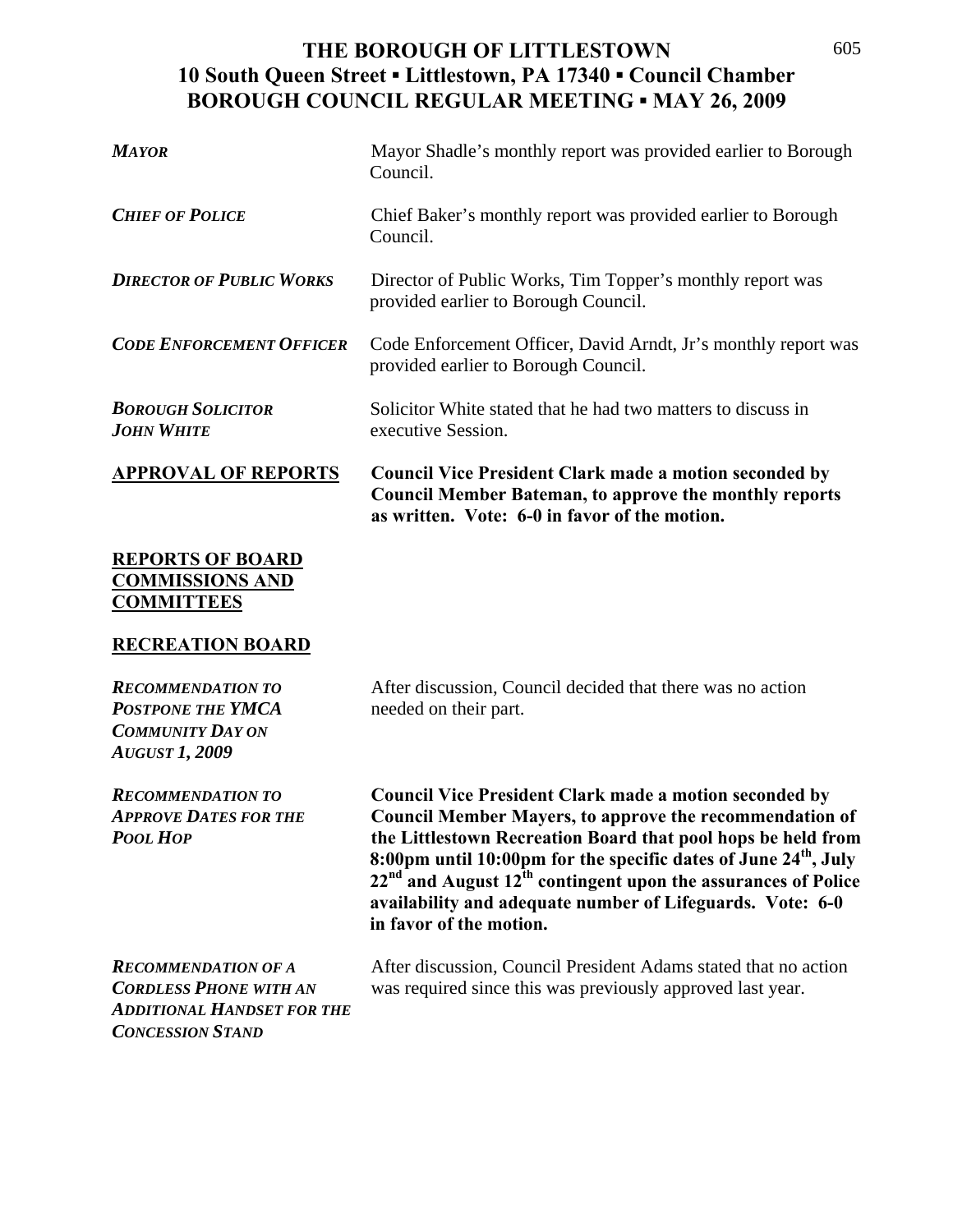# THE BOROUGH OF LITTLESTOWN
## 10 South Queen Street ▪ Littlestown, PA 17340 ▪ Council Chamber
## BOROUGH COUNCIL REGULAR MEETING ▪ MAY 26, 2009

***MAYOR*** — Mayor Shadle's monthly report was provided earlier to Borough Council.

***CHIEF OF POLICE*** — Chief Baker's monthly report was provided earlier to Borough Council.

***DIRECTOR OF PUBLIC WORKS*** — Director of Public Works, Tim Topper's monthly report was provided earlier to Borough Council.

***CODE ENFORCEMENT OFFICER*** — Code Enforcement Officer, David Arndt, Jr's monthly report was provided earlier to Borough Council.

***BOROUGH SOLICITOR JOHN WHITE*** — Solicitor White stated that he had two matters to discuss in executive Session.

**APPROVAL OF REPORTS** — **Council Vice President Clark made a motion seconded by Council Member Bateman, to approve the monthly reports as written. Vote: 6-0 in favor of the motion.**

**REPORTS OF BOARD COMMISSIONS AND COMMITTEES**

**RECREATION BOARD**

***RECOMMENDATION TO POSTPONE THE YMCA COMMUNITY DAY ON AUGUST 1, 2009*** — After discussion, Council decided that there was no action needed on their part.

***RECOMMENDATION TO APPROVE DATES FOR THE POOL HOP*** — **Council Vice President Clark made a motion seconded by Council Member Mayers, to approve the recommendation of the Littlestown Recreation Board that pool hops be held from 8:00pm until 10:00pm for the specific dates of June 24th, July 22nd and August 12th contingent upon the assurances of Police availability and adequate number of Lifeguards. Vote: 6-0 in favor of the motion.**

***RECOMMENDATION OF A CORDLESS PHONE WITH AN ADDITIONAL HANDSET FOR THE CONCESSION STAND*** — After discussion, Council President Adams stated that no action was required since this was previously approved last year.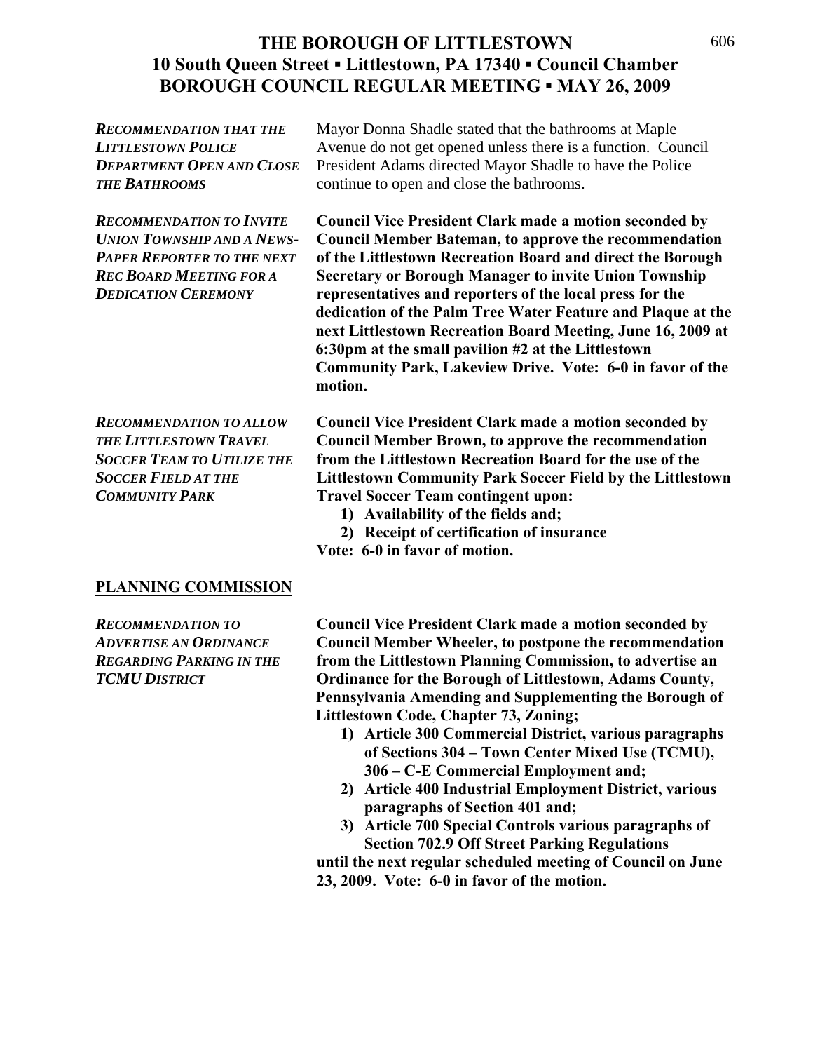# THE BOROUGH OF LITTLESTOWN
## 10 South Queen Street ▪ Littlestown, PA 17340 ▪ Council Chamber
## BOROUGH COUNCIL REGULAR MEETING ▪ MAY 26, 2009

***RECOMMENDATION THAT THE LITTLESTOWN POLICE DEPARTMENT OPEN AND CLOSE THE BATHROOMS***

Mayor Donna Shadle stated that the bathrooms at Maple Avenue do not get opened unless there is a function. Council President Adams directed Mayor Shadle to have the Police continue to open and close the bathrooms.

***RECOMMENDATION TO INVITE UNION TOWNSHIP AND A NEWS-PAPER REPORTER TO THE NEXT REC BOARD MEETING FOR A DEDICATION CEREMONY***

**Council Vice President Clark made a motion seconded by Council Member Bateman, to approve the recommendation of the Littlestown Recreation Board and direct the Borough Secretary or Borough Manager to invite Union Township representatives and reporters of the local press for the dedication of the Palm Tree Water Feature and Plaque at the next Littlestown Recreation Board Meeting, June 16, 2009 at 6:30pm at the small pavilion #2 at the Littlestown Community Park, Lakeview Drive. Vote: 6-0 in favor of the motion.**

***RECOMMENDATION TO ALLOW THE LITTLESTOWN TRAVEL SOCCER TEAM TO UTILIZE THE SOCCER FIELD AT THE COMMUNITY PARK***

**Council Vice President Clark made a motion seconded by Council Member Brown, to approve the recommendation from the Littlestown Recreation Board for the use of the Littlestown Community Park Soccer Field by the Littlestown Travel Soccer Team contingent upon:**

1) **Availability of the fields and;**
2) **Receipt of certification of insurance**

**Vote: 6-0 in favor of motion.**

## PLANNING COMMISSION

***RECOMMENDATION TO ADVERTISE AN ORDINANCE REGARDING PARKING IN THE TCMU DISTRICT***

**Council Vice President Clark made a motion seconded by Council Member Wheeler, to postpone the recommendation from the Littlestown Planning Commission, to advertise an Ordinance for the Borough of Littlestown, Adams County, Pennsylvania Amending and Supplementing the Borough of Littlestown Code, Chapter 73, Zoning;**

1) **Article 300 Commercial District, various paragraphs of Sections 304 – Town Center Mixed Use (TCMU), 306 – C-E Commercial Employment and;**
2) **Article 400 Industrial Employment District, various paragraphs of Section 401 and;**
3) **Article 700 Special Controls various paragraphs of Section 702.9 Off Street Parking Regulations**

**until the next regular scheduled meeting of Council on June 23, 2009. Vote: 6-0 in favor of the motion.**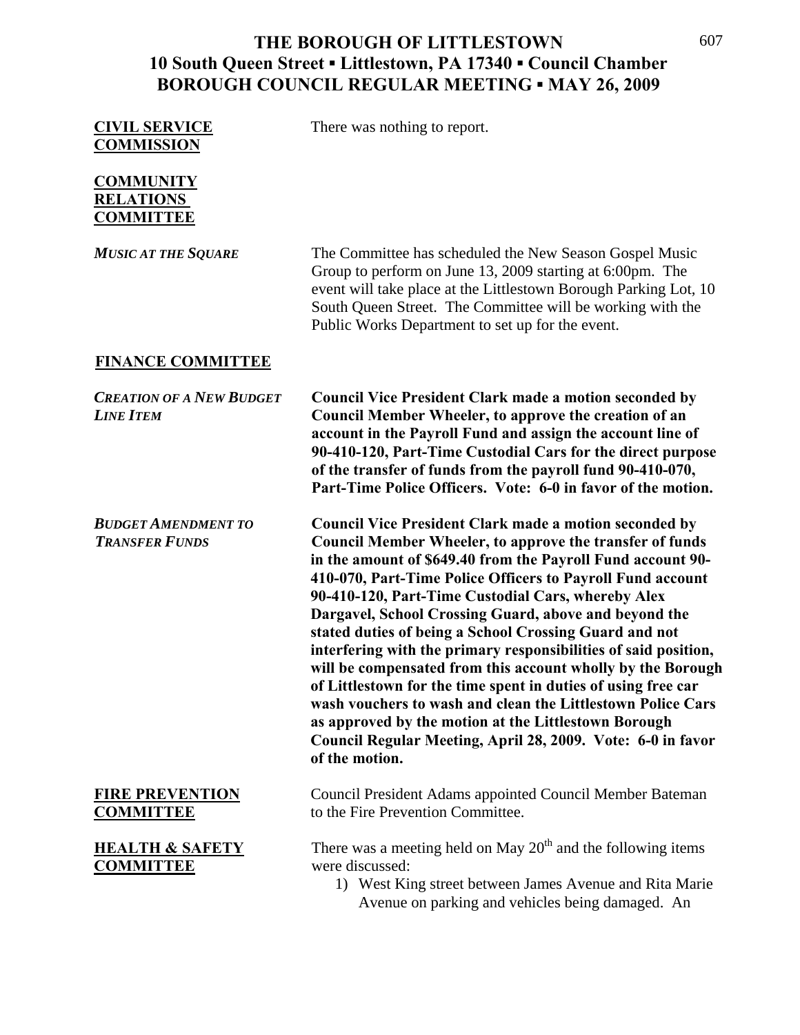**CIVIL SERVICE COMMISSION**

There was nothing to report.

**COMMUNITY RELATIONS COMMITTEE**

***MUSIC AT THE SQUARE***

The Committee has scheduled the New Season Gospel Music Group to perform on June 13, 2009 starting at 6:00pm. The event will take place at the Littlestown Borough Parking Lot, 10 South Queen Street. The Committee will be working with the Public Works Department to set up for the event.

**FINANCE COMMITTEE**

***CREATION OF A NEW BUDGET LINE ITEM***

**Council Vice President Clark made a motion seconded by Council Member Wheeler, to approve the creation of an account in the Payroll Fund and assign the account line of 90-410-120, Part-Time Custodial Cars for the direct purpose of the transfer of funds from the payroll fund 90-410-070, Part-Time Police Officers. Vote: 6-0 in favor of the motion.**

***BUDGET AMENDMENT TO TRANSFER FUNDS***

**Council Vice President Clark made a motion seconded by Council Member Wheeler, to approve the transfer of funds in the amount of $649.40 from the Payroll Fund account 90-410-070, Part-Time Police Officers to Payroll Fund account 90-410-120, Part-Time Custodial Cars, whereby Alex Dargavel, School Crossing Guard, above and beyond the stated duties of being a School Crossing Guard and not interfering with the primary responsibilities of said position, will be compensated from this account wholly by the Borough of Littlestown for the time spent in duties of using free car wash vouchers to wash and clean the Littlestown Police Cars as approved by the motion at the Littlestown Borough Council Regular Meeting, April 28, 2009. Vote: 6-0 in favor of the motion.**

**FIRE PREVENTION COMMITTEE**

Council President Adams appointed Council Member Bateman to the Fire Prevention Committee.

**HEALTH & SAFETY COMMITTEE**

There was a meeting held on May 20th and the following items were discussed:

1) West King street between James Avenue and Rita Marie Avenue on parking and vehicles being damaged. An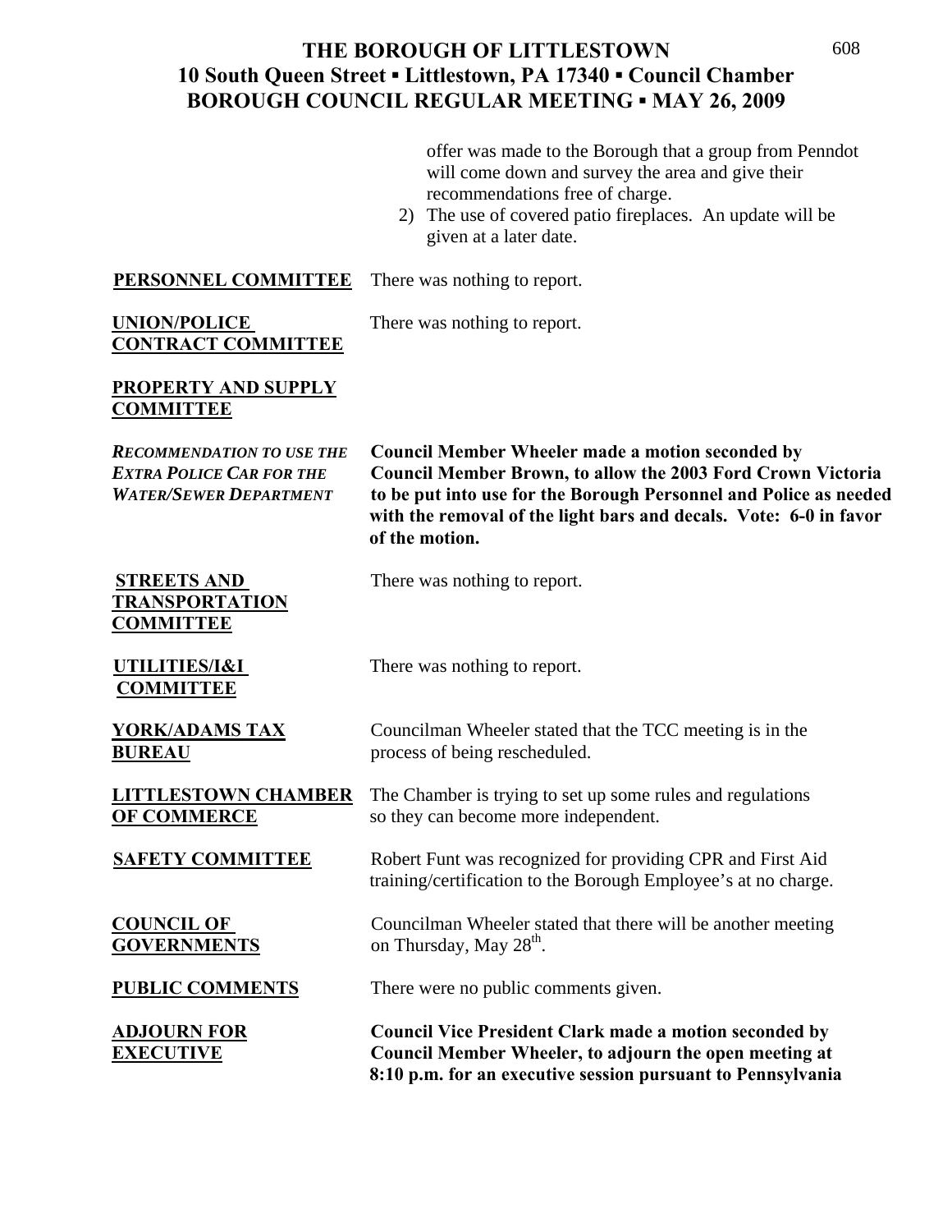offer was made to the Borough that a group from Penndot will come down and survey the area and give their recommendations free of charge.

2) The use of covered patio fireplaces. An update will be given at a later date.

**PERSONNEL COMMITTEE** There was nothing to report.

**UNION/POLICE CONTRACT COMMITTEE** There was nothing to report.

**PROPERTY AND SUPPLY COMMITTEE**

***RECOMMENDATION TO USE THE EXTRA POLICE CAR FOR THE WATER/SEWER DEPARTMENT***

**Council Member Wheeler made a motion seconded by Council Member Brown, to allow the 2003 Ford Crown Victoria to be put into use for the Borough Personnel and Police as needed with the removal of the light bars and decals. Vote: 6-0 in favor of the motion.**

**STREETS AND TRANSPORTATION COMMITTEE** There was nothing to report.

**UTILITIES/I&I COMMITTEE** There was nothing to report.

**YORK/ADAMS TAX BUREAU** Councilman Wheeler stated that the TCC meeting is in the process of being rescheduled.

**LITTLESTOWN CHAMBER OF COMMERCE** The Chamber is trying to set up some rules and regulations so they can become more independent.

**SAFETY COMMITTEE** Robert Funt was recognized for providing CPR and First Aid training/certification to the Borough Employee's at no charge.

**COUNCIL OF GOVERNMENTS** Councilman Wheeler stated that there will be another meeting on Thursday, May 28th.

**PUBLIC COMMENTS** There were no public comments given.

**ADJOURN FOR EXECUTIVE**

**Council Vice President Clark made a motion seconded by Council Member Wheeler, to adjourn the open meeting at 8:10 p.m. for an executive session pursuant to Pennsylvania**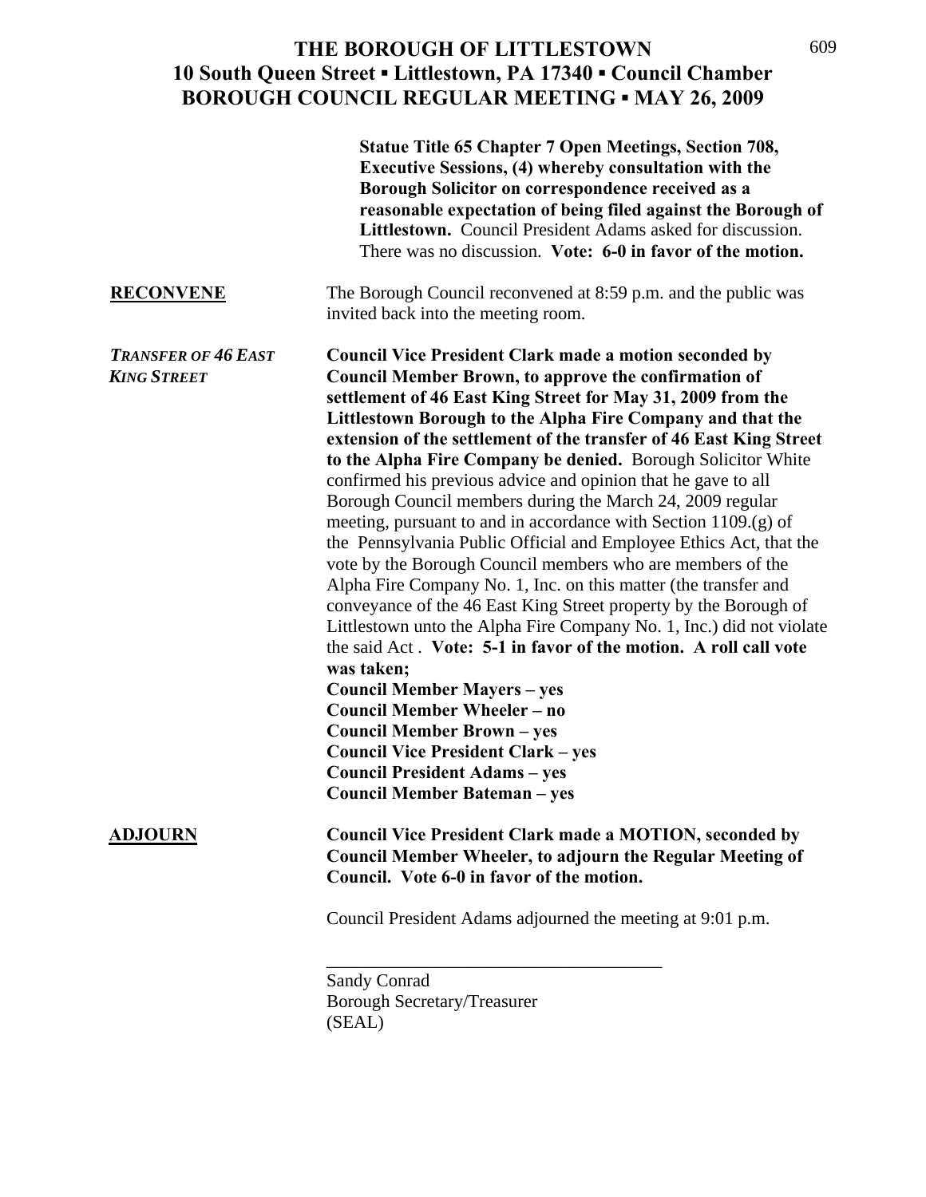# THE BOROUGH OF LITTLESTOWN
## 10 South Queen Street ▪ Littlestown, PA 17340 ▪ Council Chamber
## BOROUGH COUNCIL REGULAR MEETING ▪ MAY 26, 2009

**Statue Title 65 Chapter 7 Open Meetings, Section 708, Executive Sessions, (4) whereby consultation with the Borough Solicitor on correspondence received as a reasonable expectation of being filed against the Borough of Littlestown.** Council President Adams asked for discussion. There was no discussion. **Vote: 6-0 in favor of the motion.**

**RECONVENE**

The Borough Council reconvened at 8:59 p.m. and the public was invited back into the meeting room.

***TRANSFER OF 46 EAST KING STREET***

**Council Vice President Clark made a motion seconded by Council Member Brown, to approve the confirmation of settlement of 46 East King Street for May 31, 2009 from the Littlestown Borough to the Alpha Fire Company and that the extension of the settlement of the transfer of 46 East King Street to the Alpha Fire Company be denied.** Borough Solicitor White confirmed his previous advice and opinion that he gave to all Borough Council members during the March 24, 2009 regular meeting, pursuant to and in accordance with Section 1109.(g) of the Pennsylvania Public Official and Employee Ethics Act, that the vote by the Borough Council members who are members of the Alpha Fire Company No. 1, Inc. on this matter (the transfer and conveyance of the 46 East King Street property by the Borough of Littlestown unto the Alpha Fire Company No. 1, Inc.) did not violate the said Act . **Vote: 5-1 in favor of the motion. A roll call vote was taken;**

**Council Member Mayers – yes**
**Council Member Wheeler – no**
**Council Member Brown – yes**
**Council Vice President Clark – yes**
**Council President Adams – yes**
**Council Member Bateman – yes**

**ADJOURN**

**Council Vice President Clark made a MOTION, seconded by Council Member Wheeler, to adjourn the Regular Meeting of Council. Vote 6-0 in favor of the motion.**

Council President Adams adjourned the meeting at 9:01 p.m.

\_\_\_\_\_\_\_\_\_\_\_\_\_\_\_\_\_\_\_\_\_\_\_\_\_\_\_\_\_\_\_\_\_\_\_\_\_\_

Sandy Conrad
Borough Secretary/Treasurer
(SEAL)